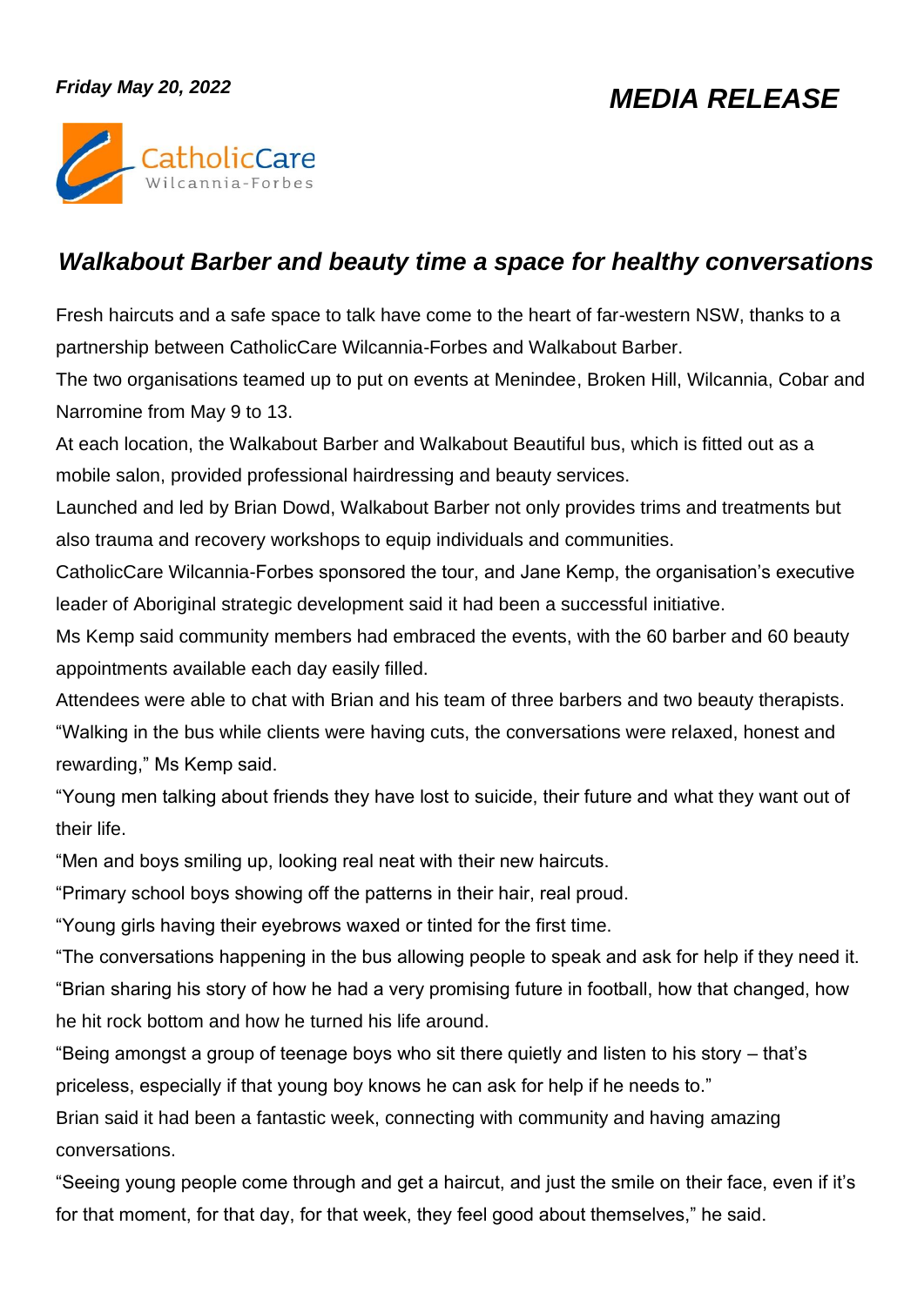*Friday May 20, 2022*

***MEDIA RELEASE***

CatholicCare Wilcannia-Forbes

## *Walkabout Barber and beauty time a space for healthy conversations*

Fresh haircuts and a safe space to talk have come to the heart of far-western NSW, thanks to a partnership between CatholicCare Wilcannia-Forbes and Walkabout Barber.

The two organisations teamed up to put on events at Menindee, Broken Hill, Wilcannia, Cobar and Narromine from May 9 to 13.

At each location, the Walkabout Barber and Walkabout Beautiful bus, which is fitted out as a mobile salon, provided professional hairdressing and beauty services.

Launched and led by Brian Dowd, Walkabout Barber not only provides trims and treatments but also trauma and recovery workshops to equip individuals and communities.

CatholicCare Wilcannia-Forbes sponsored the tour, and Jane Kemp, the organisation's executive leader of Aboriginal strategic development said it had been a successful initiative.

Ms Kemp said community members had embraced the events, with the 60 barber and 60 beauty appointments available each day easily filled.

Attendees were able to chat with Brian and his team of three barbers and two beauty therapists.

"Walking in the bus while clients were having cuts, the conversations were relaxed, honest and rewarding," Ms Kemp said.

"Young men talking about friends they have lost to suicide, their future and what they want out of their life.

"Men and boys smiling up, looking real neat with their new haircuts.

"Primary school boys showing off the patterns in their hair, real proud.

"Young girls having their eyebrows waxed or tinted for the first time.

"The conversations happening in the bus allowing people to speak and ask for help if they need it.

"Brian sharing his story of how he had a very promising future in football, how that changed, how he hit rock bottom and how he turned his life around.

"Being amongst a group of teenage boys who sit there quietly and listen to his story – that's priceless, especially if that young boy knows he can ask for help if he needs to."

Brian said it had been a fantastic week, connecting with community and having amazing conversations.

"Seeing young people come through and get a haircut, and just the smile on their face, even if it's for that moment, for that day, for that week, they feel good about themselves," he said.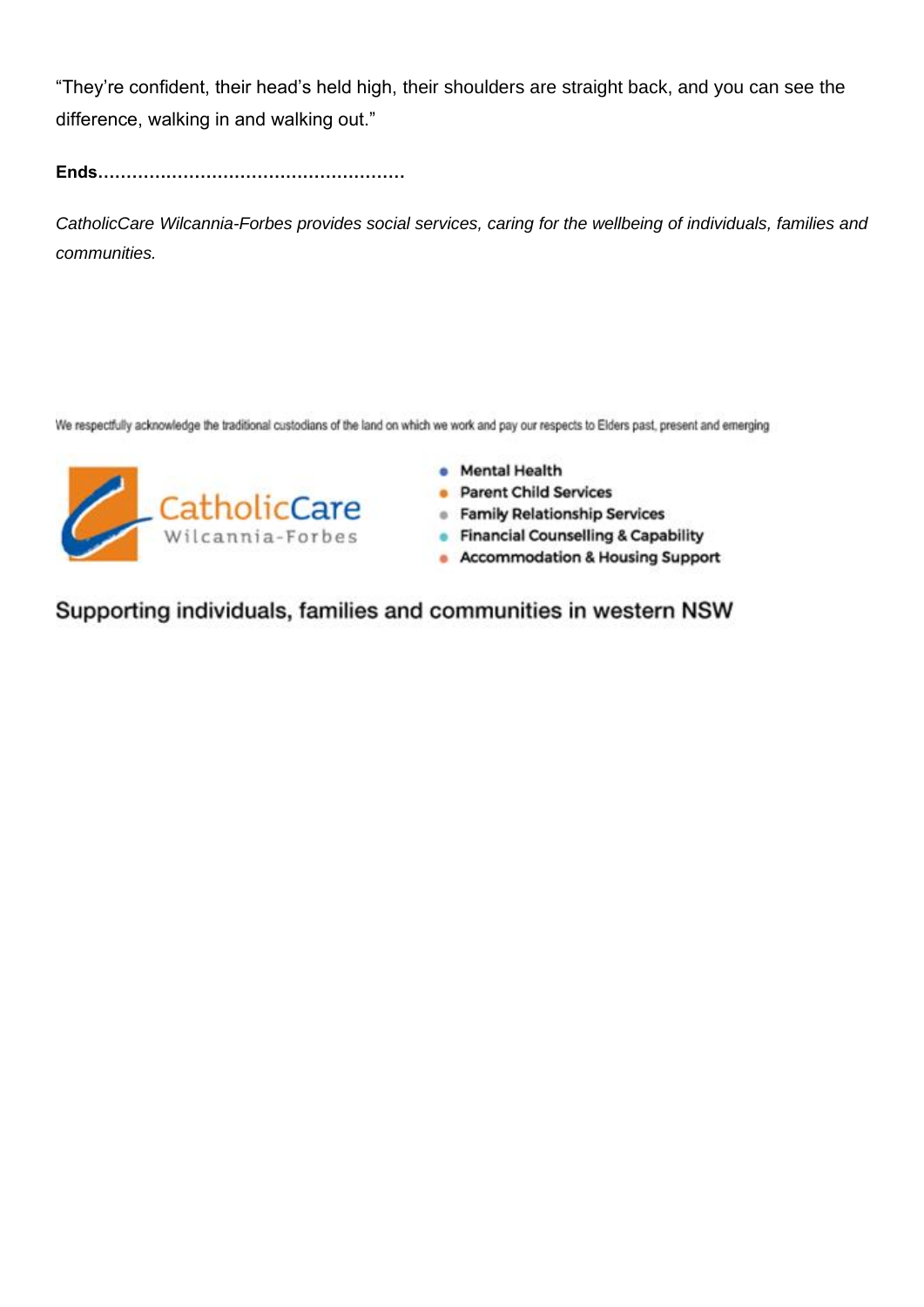"They're confident, their head's held high, their shoulders are straight back, and you can see the difference, walking in and walking out."

**Ends………………………………………………**

*CatholicCare Wilcannia-Forbes provides social services, caring for the wellbeing of individuals, families and communities.*

We respectfully acknowledge the traditional custodians of the land on which we work and pay our respects to Elders past, present and emerging

CatholicCare Wilcannia-Forbes

- Mental Health
- Parent Child Services
- Family Relationship Services
- Financial Counselling & Capability
- Accommodation & Housing Support

Supporting individuals, families and communities in western NSW